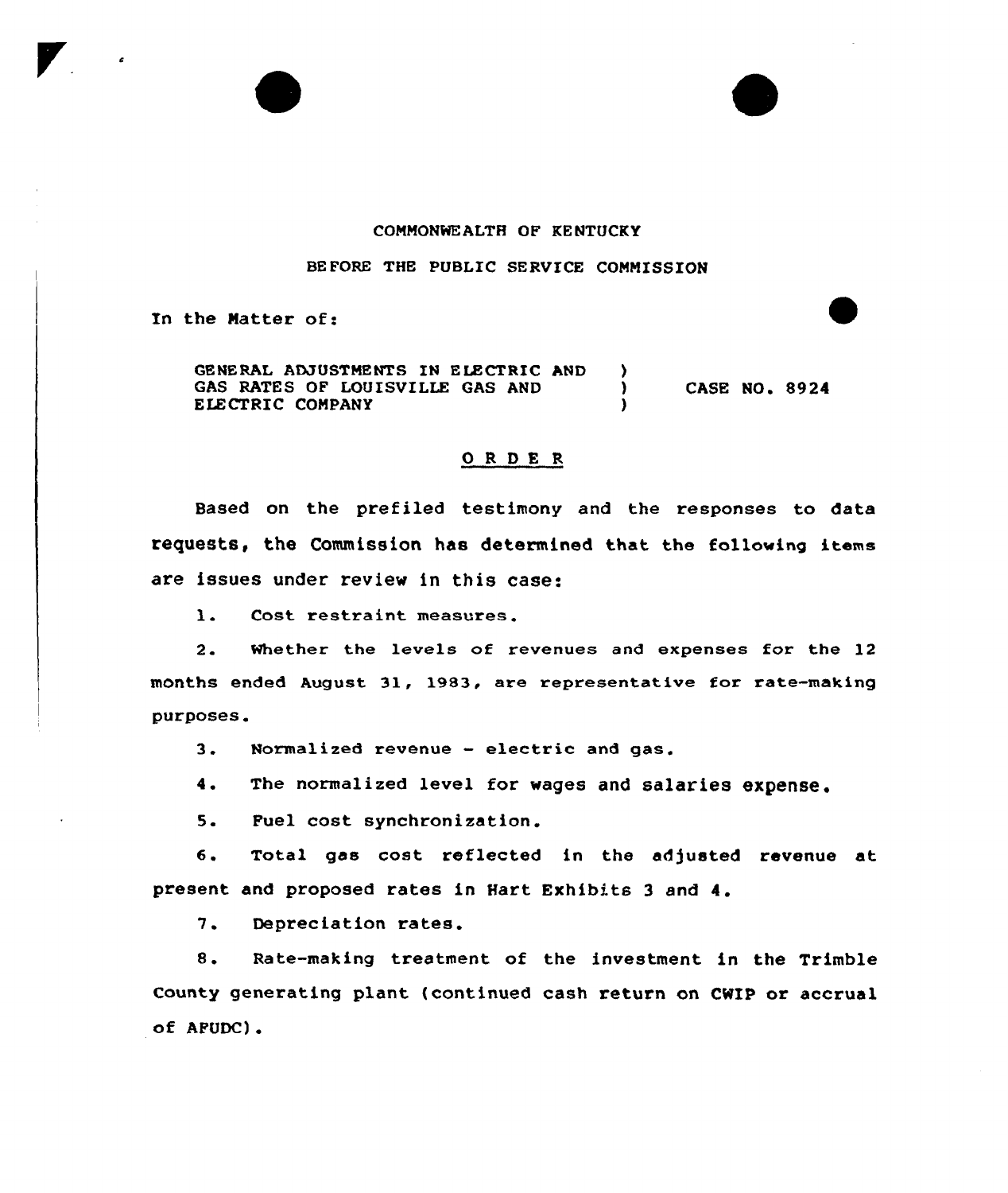COMMONWEALTH OF KENTUCKY

BEFORE THE PUBLIC SERVICE COMMISSION

In the Matter of:

GENERAL ADJUSTMENTS IN ELECTRIC AND GAS RATES OF LOUISVILLE GAS AND ELECTRIC COMPANY ) CASE NO. 8924

## O R D E R

Based on the prefiled testimony and the responses to data requests, the Commission has determined that the following items are issues under review in this case:

1. Cost restraint measures.

2. Whether the levels of revenues and expenses for the 12 months ended August 31, 1983, are representative for rate-making purposes.

3. Normalized revenue - electric and gas.

4. The normalized level for wages and salaries expense.

5. Fuel cost synchronization.

6. Total gas cost reflected in the adjusted revenue at present and proposed rates in Hart Exhibits 3 and 4.

7. Depreciation rates.

8. Rate-making treatment of the investment in the Trimble County generating plant (continued cash return on CWIP or accrual of AFUDC).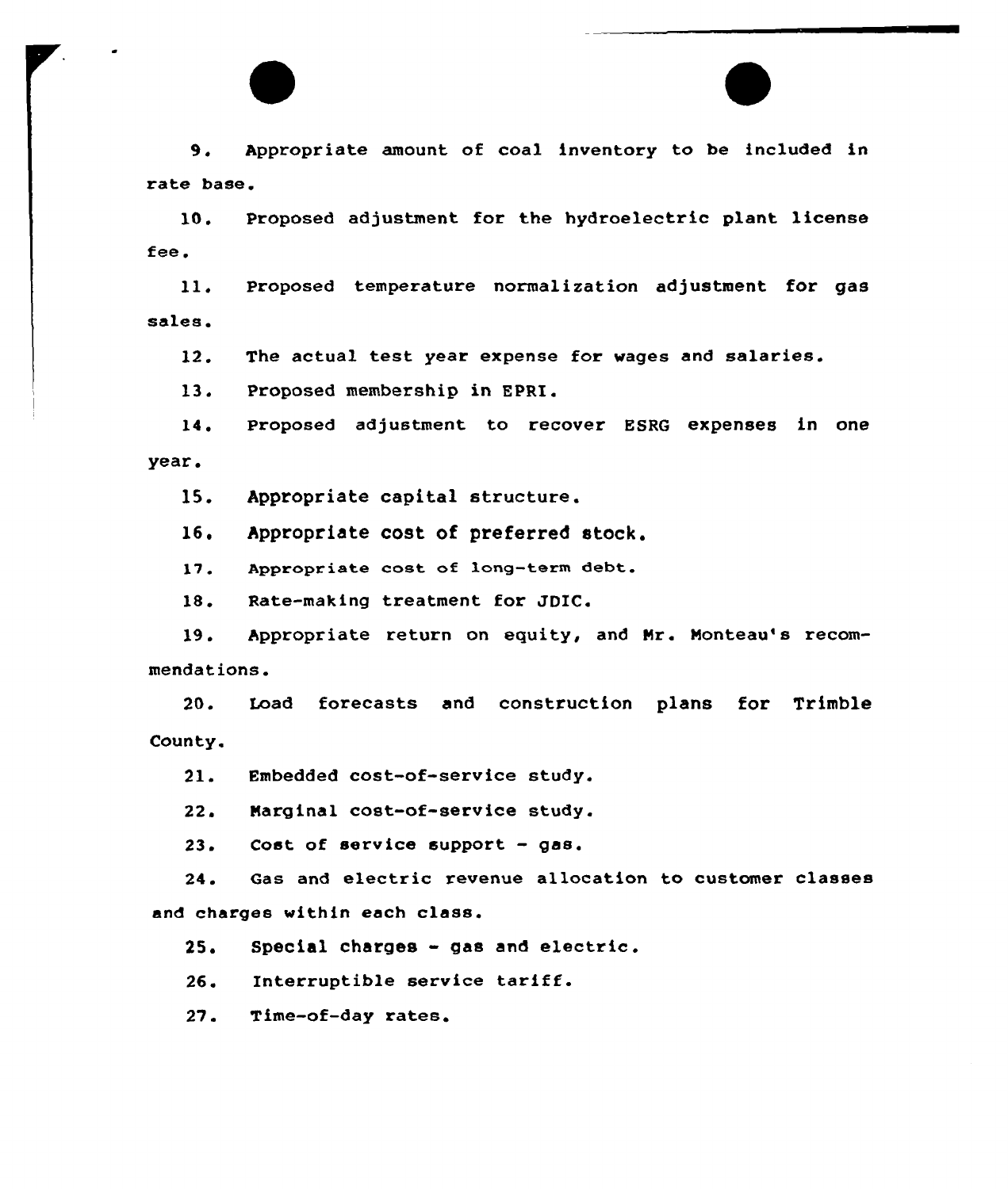9. Appropriate amount of coal inventory to be included in rate base.

10. Proposed adjustment for the hydroelectric plant license fee.

11. Proposed temperature normalization adjustment for gas sales.

12. The actual test year expense for wages and salaries.

13. Proposed membership in EPRI.

14. Proposed adjustment to recover ESRG expenses in one year.

15. Appropriate capital structure.

16. Appropriate cost of preferred stock.

17. Appropriate cost of long-term debt.

18. Rate-making treatment for JDIC.

19. Appropriate return on equity, and Mr. Monteau's recommendations.

20. Load forecasts and construction plans for Trimble County.

21. Embedded cost-of-service study.

22. Marginal cost-of-service study.

23. Cost of service support - gas.

24. Gas and electric revenue allocation to customer classes and charges within each class.

25. Special charges - gas and electric.

26. Interruptible service tariff.

27. Time-of-day rates.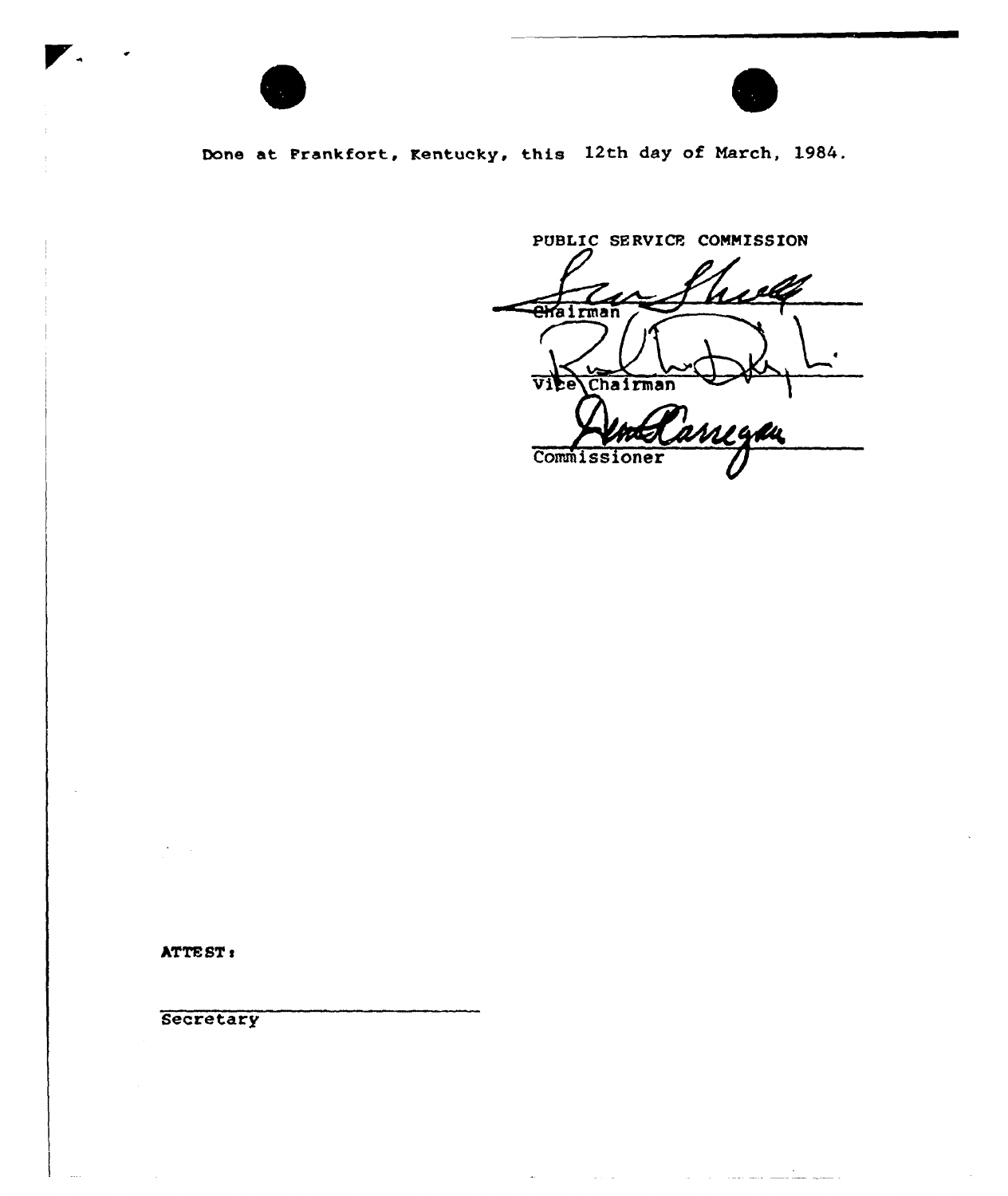Done at Frankfort, Kentucky, this 12th day of March, 1984.

PUBLIC SERVICE COMMISSION

Chairman

Vice Chairman

Commissioner

ATTEST:

Secretary